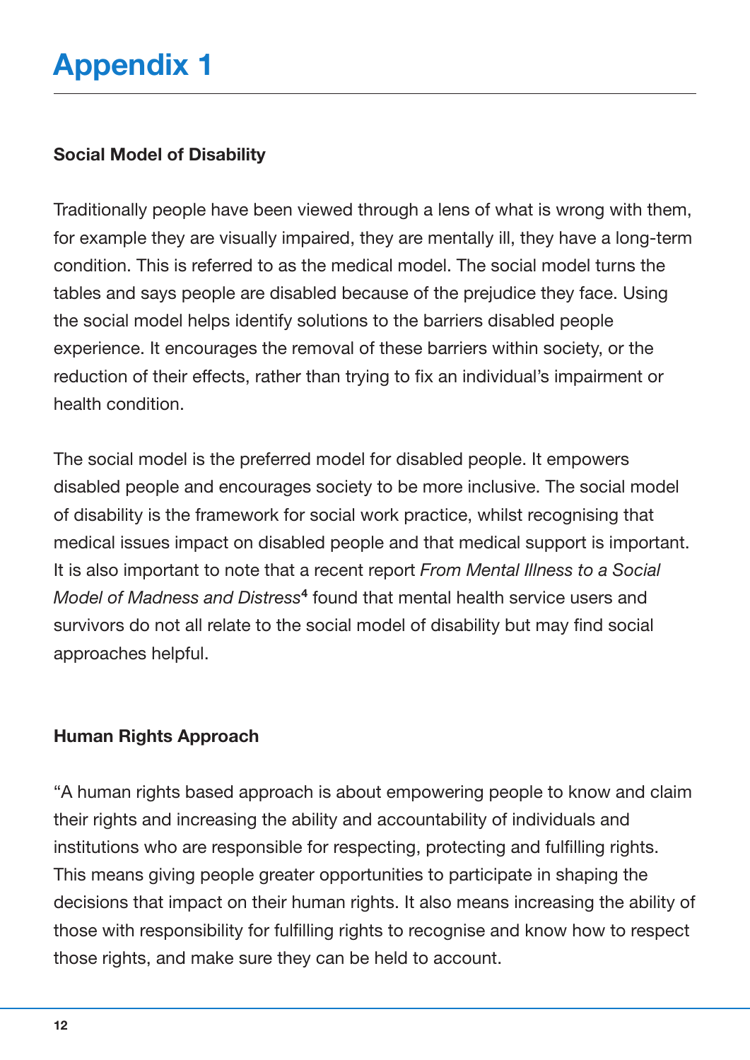# Appendix 1

**Social Model of Disability**

Traditionally people have been viewed through a lens of what is wrong with them, for example they are visually impaired, they are mentally ill, they have a long-term condition. This is referred to as the medical model. The social model turns the tables and says people are disabled because of the prejudice they face. Using the social model helps identify solutions to the barriers disabled people experience. It encourages the removal of these barriers within society, or the reduction of their effects, rather than trying to fix an individual's impairment or health condition.

The social model is the preferred model for disabled people. It empowers disabled people and encourages society to be more inclusive. The social model of disability is the framework for social work practice, whilst recognising that medical issues impact on disabled people and that medical support is important. It is also important to note that a recent report *From Mental Illness to a Social Model of Madness and Distress*[4] found that mental health service users and survivors do not all relate to the social model of disability but may find social approaches helpful.

**Human Rights Approach**

"A human rights based approach is about empowering people to know and claim their rights and increasing the ability and accountability of individuals and institutions who are responsible for respecting, protecting and fulfilling rights. This means giving people greater opportunities to participate in shaping the decisions that impact on their human rights. It also means increasing the ability of those with responsibility for fulfilling rights to recognise and know how to respect those rights, and make sure they can be held to account.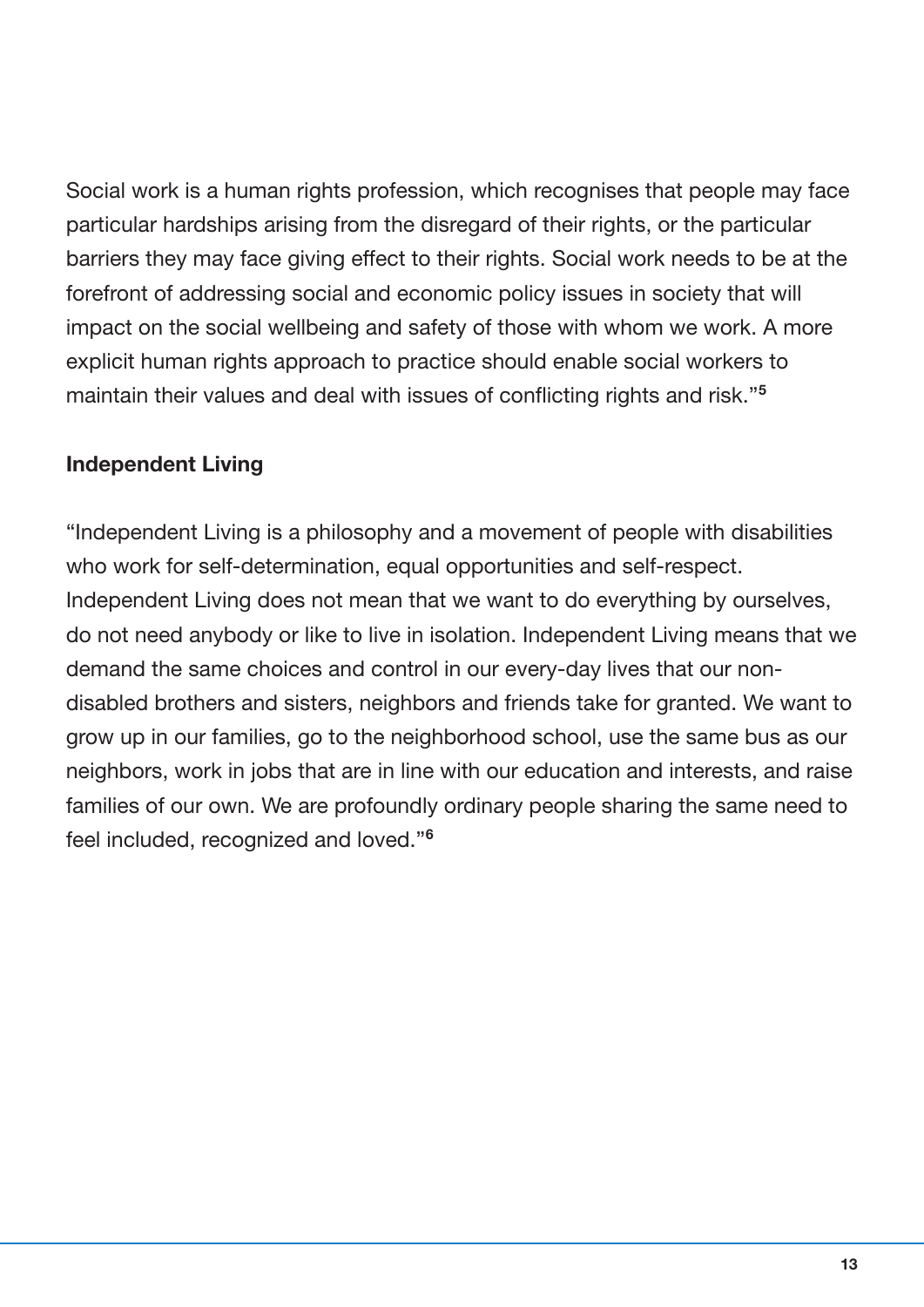Social work is a human rights profession, which recognises that people may face particular hardships arising from the disregard of their rights, or the particular barriers they may face giving effect to their rights. Social work needs to be at the forefront of addressing social and economic policy issues in society that will impact on the social wellbeing and safety of those with whom we work. A more explicit human rights approach to practice should enable social workers to maintain their values and deal with issues of conflicting rights and risk."[5]

**Independent Living**

"Independent Living is a philosophy and a movement of people with disabilities who work for self-determination, equal opportunities and self-respect. Independent Living does not mean that we want to do everything by ourselves, do not need anybody or like to live in isolation. Independent Living means that we demand the same choices and control in our every-day lives that our non-disabled brothers and sisters, neighbors and friends take for granted. We want to grow up in our families, go to the neighborhood school, use the same bus as our neighbors, work in jobs that are in line with our education and interests, and raise families of our own. We are profoundly ordinary people sharing the same need to feel included, recognized and loved."[6]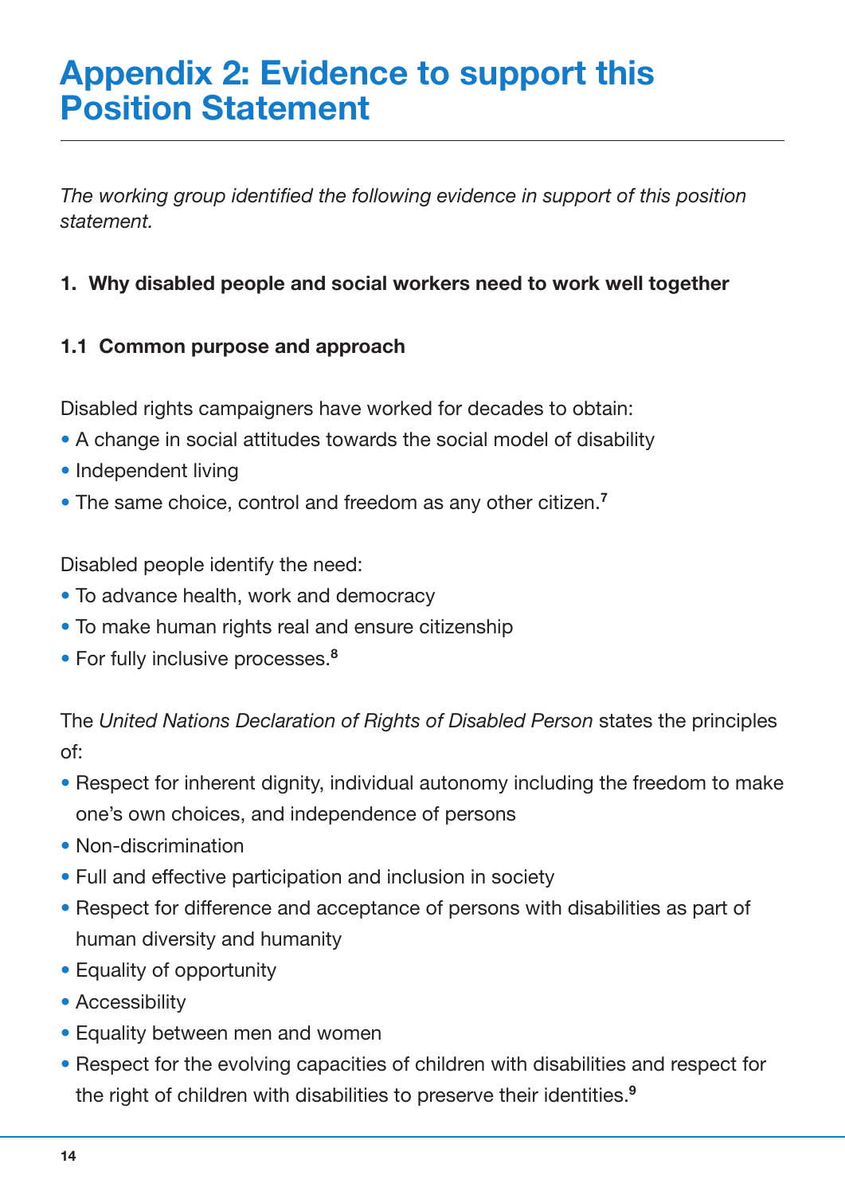# Appendix 2: Evidence to support this Position Statement

*The working group identified the following evidence in support of this position statement.*

**1. Why disabled people and social workers need to work well together**

**1.1 Common purpose and approach**

Disabled rights campaigners have worked for decades to obtain:

- A change in social attitudes towards the social model of disability
- Independent living
- The same choice, control and freedom as any other citizen.[7]

Disabled people identify the need:

- To advance health, work and democracy
- To make human rights real and ensure citizenship
- For fully inclusive processes.[8]

The *United Nations Declaration of Rights of Disabled Person* states the principles of:

- Respect for inherent dignity, individual autonomy including the freedom to make one's own choices, and independence of persons
- Non-discrimination
- Full and effective participation and inclusion in society
- Respect for difference and acceptance of persons with disabilities as part of human diversity and humanity
- Equality of opportunity
- Accessibility
- Equality between men and women
- Respect for the evolving capacities of children with disabilities and respect for the right of children with disabilities to preserve their identities.[9]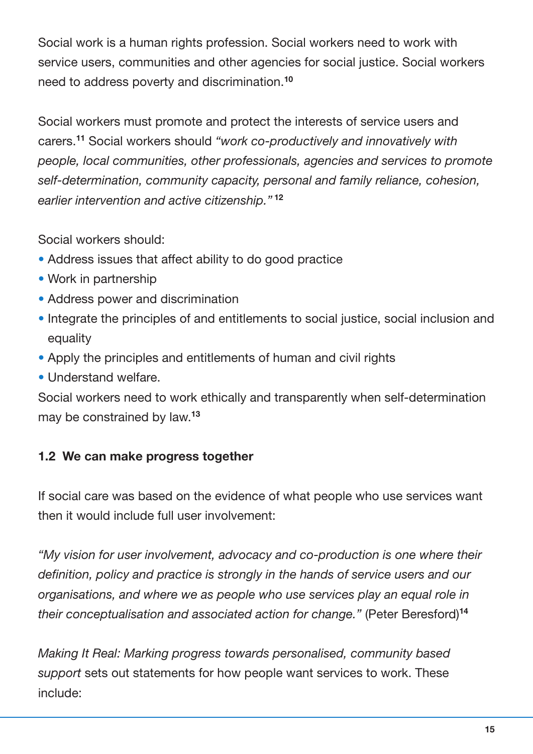Social work is a human rights profession. Social workers need to work with service users, communities and other agencies for social justice. Social workers need to address poverty and discrimination.[10]

Social workers must promote and protect the interests of service users and carers.[11] Social workers should *"work co-productively and innovatively with people, local communities, other professionals, agencies and services to promote self-determination, community capacity, personal and family reliance, cohesion, earlier intervention and active citizenship."*[12]

Social workers should:

- Address issues that affect ability to do good practice
- Work in partnership
- Address power and discrimination
- Integrate the principles of and entitlements to social justice, social inclusion and equality
- Apply the principles and entitlements of human and civil rights
- Understand welfare.

Social workers need to work ethically and transparently when self-determination may be constrained by law.[13]

### 1.2 We can make progress together

If social care was based on the evidence of what people who use services want then it would include full user involvement:

*"My vision for user involvement, advocacy and co-production is one where their definition, policy and practice is strongly in the hands of service users and our organisations, and where we as people who use services play an equal role in their conceptualisation and associated action for change."* (Peter Beresford)[14]

*Making It Real: Marking progress towards personalised, community based support* sets out statements for how people want services to work. These include: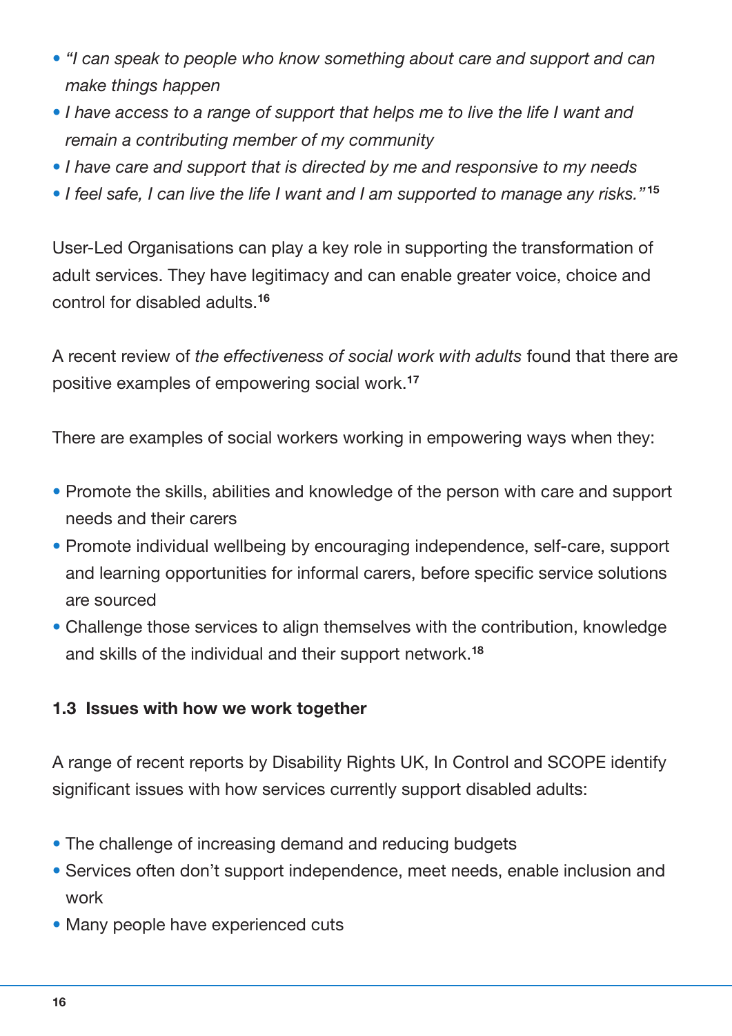- *"I can speak to people who know something about care and support and can make things happen*
- *I have access to a range of support that helps me to live the life I want and remain a contributing member of my community*
- *I have care and support that is directed by me and responsive to my needs*
- *I feel safe, I can live the life I want and I am supported to manage any risks."*[15]

User-Led Organisations can play a key role in supporting the transformation of adult services. They have legitimacy and can enable greater voice, choice and control for disabled adults.[16]

A recent review of *the effectiveness of social work with adults* found that there are positive examples of empowering social work.[17]

There are examples of social workers working in empowering ways when they:

- Promote the skills, abilities and knowledge of the person with care and support needs and their carers
- Promote individual wellbeing by encouraging independence, self-care, support and learning opportunities for informal carers, before specific service solutions are sourced
- Challenge those services to align themselves with the contribution, knowledge and skills of the individual and their support network.[18]

### 1.3 Issues with how we work together

A range of recent reports by Disability Rights UK, In Control and SCOPE identify significant issues with how services currently support disabled adults:

- The challenge of increasing demand and reducing budgets
- Services often don't support independence, meet needs, enable inclusion and work
- Many people have experienced cuts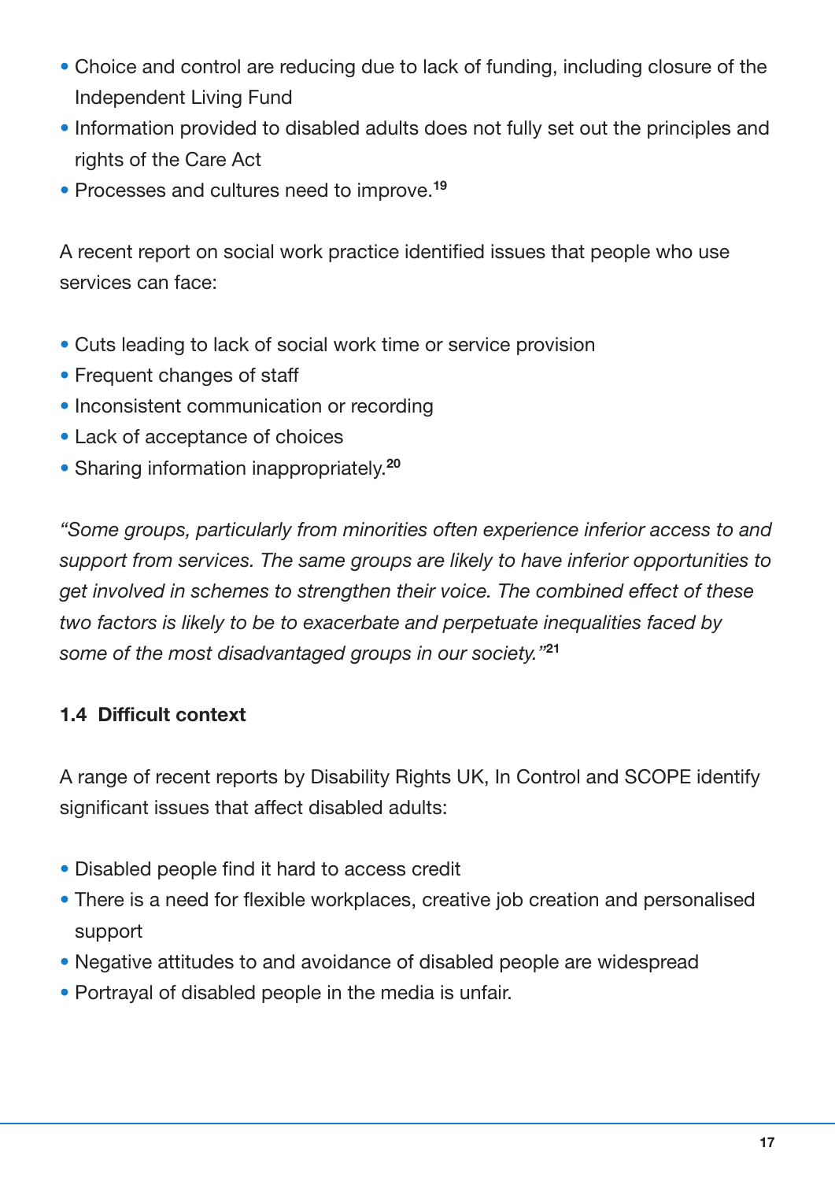- Choice and control are reducing due to lack of funding, including closure of the Independent Living Fund
- Information provided to disabled adults does not fully set out the principles and rights of the Care Act
- Processes and cultures need to improve.[19]

A recent report on social work practice identified issues that people who use services can face:

- Cuts leading to lack of social work time or service provision
- Frequent changes of staff
- Inconsistent communication or recording
- Lack of acceptance of choices
- Sharing information inappropriately.[20]

*"Some groups, particularly from minorities often experience inferior access to and support from services. The same groups are likely to have inferior opportunities to get involved in schemes to strengthen their voice. The combined effect of these two factors is likely to be to exacerbate and perpetuate inequalities faced by some of the most disadvantaged groups in our society."*[21]

### 1.4 Difficult context

A range of recent reports by Disability Rights UK, In Control and SCOPE identify significant issues that affect disabled adults:

- Disabled people find it hard to access credit
- There is a need for flexible workplaces, creative job creation and personalised support
- Negative attitudes to and avoidance of disabled people are widespread
- Portrayal of disabled people in the media is unfair.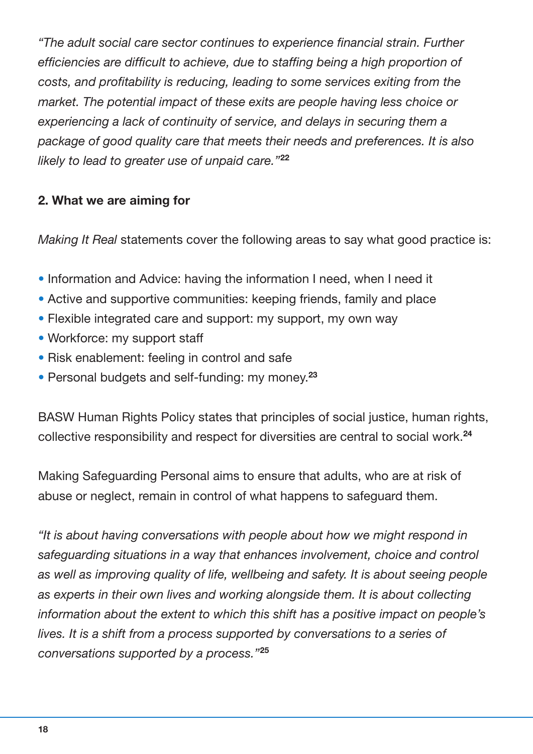*"The adult social care sector continues to experience financial strain. Further efficiencies are difficult to achieve, due to staffing being a high proportion of costs, and profitability is reducing, leading to some services exiting from the market. The potential impact of these exits are people having less choice or experiencing a lack of continuity of service, and delays in securing them a package of good quality care that meets their needs and preferences. It is also likely to lead to greater use of unpaid care."*[22]

## 2. What we are aiming for

*Making It Real* statements cover the following areas to say what good practice is:

- Information and Advice: having the information I need, when I need it
- Active and supportive communities: keeping friends, family and place
- Flexible integrated care and support: my support, my own way
- Workforce: my support staff
- Risk enablement: feeling in control and safe
- Personal budgets and self-funding: my money.[23]

BASW Human Rights Policy states that principles of social justice, human rights, collective responsibility and respect for diversities are central to social work.[24]

Making Safeguarding Personal aims to ensure that adults, who are at risk of abuse or neglect, remain in control of what happens to safeguard them.

*"It is about having conversations with people about how we might respond in safeguarding situations in a way that enhances involvement, choice and control as well as improving quality of life, wellbeing and safety. It is about seeing people as experts in their own lives and working alongside them. It is about collecting information about the extent to which this shift has a positive impact on people's lives. It is a shift from a process supported by conversations to a series of conversations supported by a process."*[25]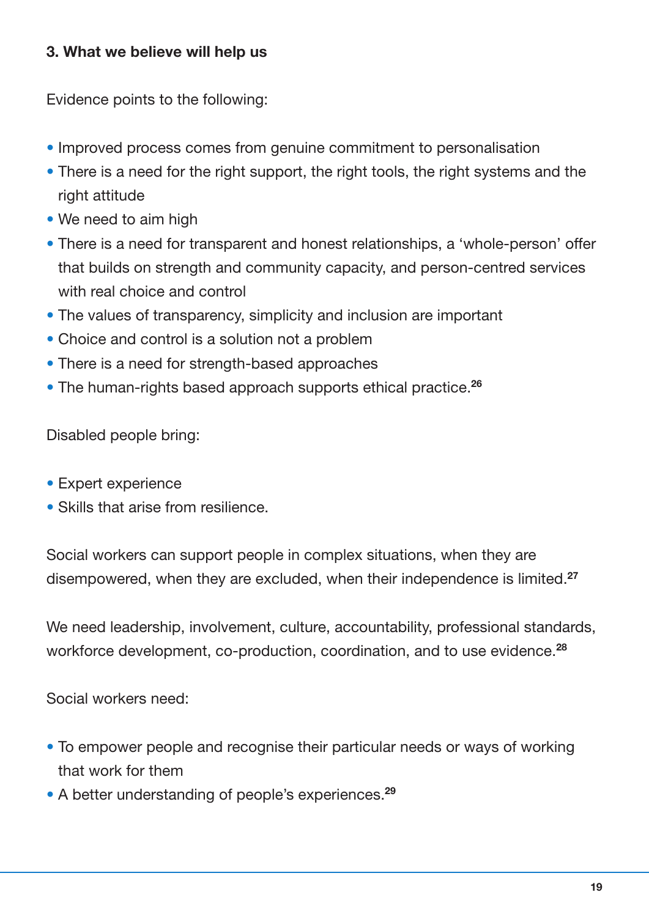### 3. What we believe will help us

Evidence points to the following:

- Improved process comes from genuine commitment to personalisation
- There is a need for the right support, the right tools, the right systems and the right attitude
- We need to aim high
- There is a need for transparent and honest relationships, a 'whole-person' offer that builds on strength and community capacity, and person-centred services with real choice and control
- The values of transparency, simplicity and inclusion are important
- Choice and control is a solution not a problem
- There is a need for strength-based approaches
- The human-rights based approach supports ethical practice.[26]

Disabled people bring:

- Expert experience
- Skills that arise from resilience.

Social workers can support people in complex situations, when they are disempowered, when they are excluded, when their independence is limited.[27]

We need leadership, involvement, culture, accountability, professional standards, workforce development, co-production, coordination, and to use evidence.[28]

Social workers need:

- To empower people and recognise their particular needs or ways of working that work for them
- A better understanding of people's experiences.[29]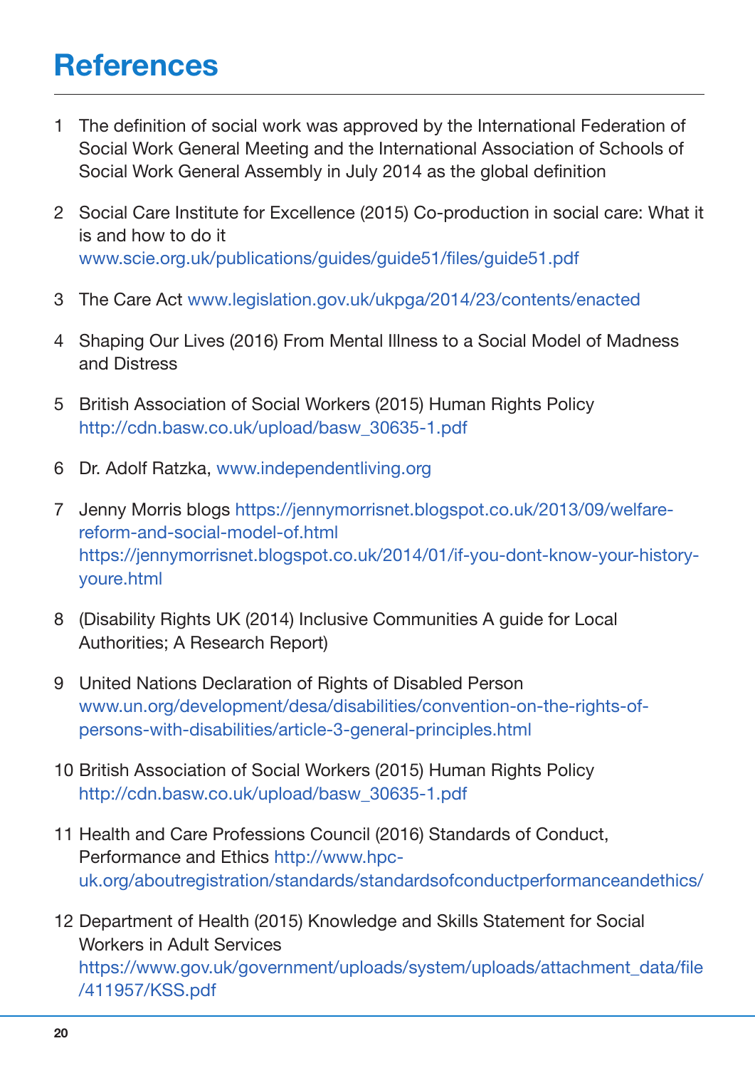# References

1. The definition of social work was approved by the International Federation of Social Work General Meeting and the International Association of Schools of Social Work General Assembly in July 2014 as the global definition

2. Social Care Institute for Excellence (2015) Co-production in social care: What it is and how to do it www.scie.org.uk/publications/guides/guide51/files/guide51.pdf

3. The Care Act www.legislation.gov.uk/ukpga/2014/23/contents/enacted

4. Shaping Our Lives (2016) From Mental Illness to a Social Model of Madness and Distress

5. British Association of Social Workers (2015) Human Rights Policy http://cdn.basw.co.uk/upload/basw_30635-1.pdf

6. Dr. Adolf Ratzka, www.independentliving.org

7. Jenny Morris blogs https://jennymorrisnet.blogspot.co.uk/2013/09/welfare-reform-and-social-model-of.html https://jennymorrisnet.blogspot.co.uk/2014/01/if-you-dont-know-your-history-youre.html

8. (Disability Rights UK (2014) Inclusive Communities A guide for Local Authorities; A Research Report)

9. United Nations Declaration of Rights of Disabled Person www.un.org/development/desa/disabilities/convention-on-the-rights-of-persons-with-disabilities/article-3-general-principles.html

10. British Association of Social Workers (2015) Human Rights Policy http://cdn.basw.co.uk/upload/basw_30635-1.pdf

11. Health and Care Professions Council (2016) Standards of Conduct, Performance and Ethics http://www.hpc-uk.org/aboutregistration/standards/standardsofconductperformanceandethics/

12. Department of Health (2015) Knowledge and Skills Statement for Social Workers in Adult Services https://www.gov.uk/government/uploads/system/uploads/attachment_data/file/411957/KSS.pdf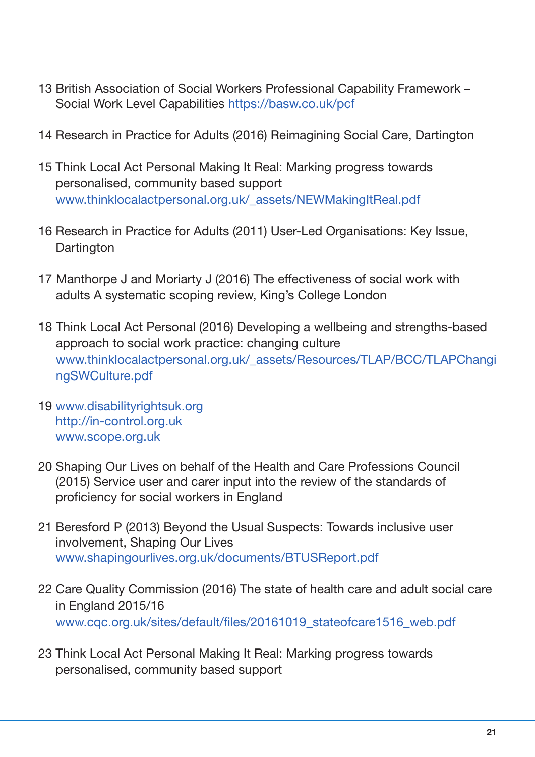13 British Association of Social Workers Professional Capability Framework – Social Work Level Capabilities https://basw.co.uk/pcf

14 Research in Practice for Adults (2016) Reimagining Social Care, Dartington

15 Think Local Act Personal Making It Real: Marking progress towards personalised, community based support www.thinklocalactpersonal.org.uk/_assets/NEWMakingItReal.pdf

16 Research in Practice for Adults (2011) User-Led Organisations: Key Issue, Dartington

17 Manthorpe J and Moriarty J (2016) The effectiveness of social work with adults A systematic scoping review, King's College London

18 Think Local Act Personal (2016) Developing a wellbeing and strengths-based approach to social work practice: changing culture www.thinklocalactpersonal.org.uk/_assets/Resources/TLAP/BCC/TLAPChangingSWCulture.pdf

19 www.disabilityrightsuk.org
http://in-control.org.uk
www.scope.org.uk

20 Shaping Our Lives on behalf of the Health and Care Professions Council (2015) Service user and carer input into the review of the standards of proficiency for social workers in England

21 Beresford P (2013) Beyond the Usual Suspects: Towards inclusive user involvement, Shaping Our Lives
www.shapingourlives.org.uk/documents/BTUSReport.pdf

22 Care Quality Commission (2016) The state of health care and adult social care in England 2015/16
www.cqc.org.uk/sites/default/files/20161019_stateofcare1516_web.pdf

23 Think Local Act Personal Making It Real: Marking progress towards personalised, community based support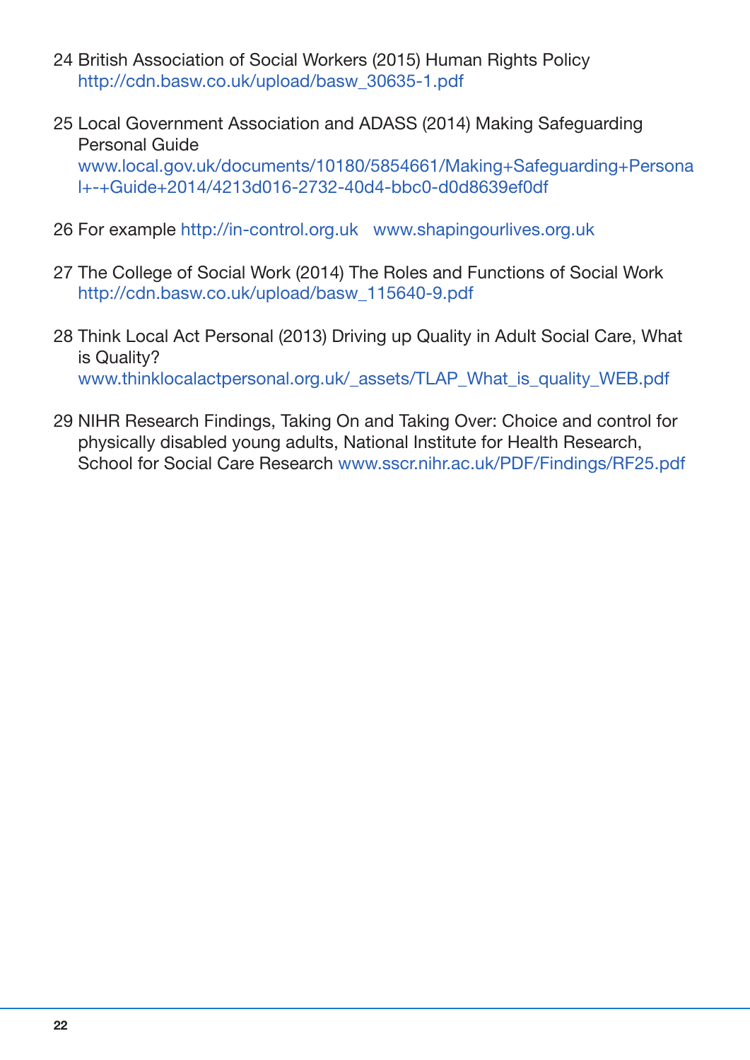24 British Association of Social Workers (2015) Human Rights Policy http://cdn.basw.co.uk/upload/basw_30635-1.pdf

25 Local Government Association and ADASS (2014) Making Safeguarding Personal Guide www.local.gov.uk/documents/10180/5854661/Making+Safeguarding+Personal+-+Guide+2014/4213d016-2732-40d4-bbc0-d0d8639ef0df

26 For example http://in-control.org.uk www.shapingourlives.org.uk

27 The College of Social Work (2014) The Roles and Functions of Social Work http://cdn.basw.co.uk/upload/basw_115640-9.pdf

28 Think Local Act Personal (2013) Driving up Quality in Adult Social Care, What is Quality? www.thinklocalactpersonal.org.uk/_assets/TLAP_What_is_quality_WEB.pdf

29 NIHR Research Findings, Taking On and Taking Over: Choice and control for physically disabled young adults, National Institute for Health Research, School for Social Care Research www.sscr.nihr.ac.uk/PDF/Findings/RF25.pdf